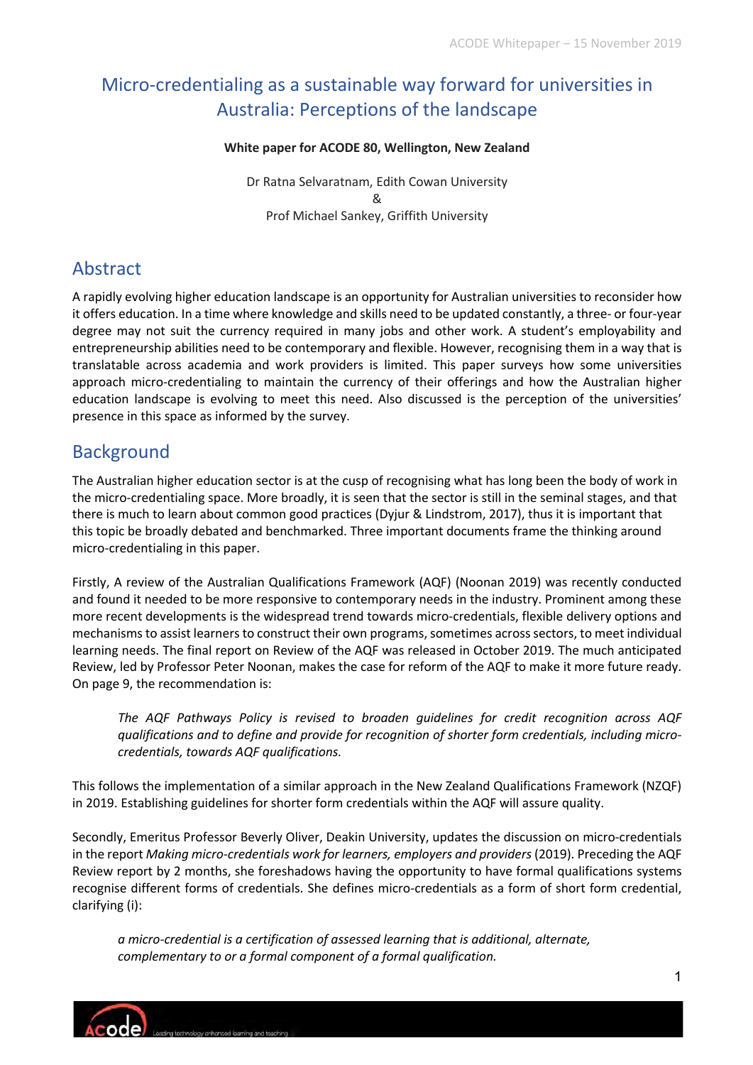# Micro-credentialing as a sustainable way forward for universities in Australia: Perceptions of the landscape

**White paper for ACODE 80, Wellington, New Zealand**

Dr Ratna Selvaratnam, Edith Cowan University
&
Prof Michael Sankey, Griffith University

## Abstract

A rapidly evolving higher education landscape is an opportunity for Australian universities to reconsider how it offers education. In a time where knowledge and skills need to be updated constantly, a three- or four-year degree may not suit the currency required in many jobs and other work. A student's employability and entrepreneurship abilities need to be contemporary and flexible. However, recognising them in a way that is translatable across academia and work providers is limited. This paper surveys how some universities approach micro-credentialing to maintain the currency of their offerings and how the Australian higher education landscape is evolving to meet this need. Also discussed is the perception of the universities' presence in this space as informed by the survey.

## Background

The Australian higher education sector is at the cusp of recognising what has long been the body of work in the micro-credentialing space. More broadly, it is seen that the sector is still in the seminal stages, and that there is much to learn about common good practices (Dyjur & Lindstrom, 2017), thus it is important that this topic be broadly debated and benchmarked. Three important documents frame the thinking around micro-credentialing in this paper.

Firstly, A review of the Australian Qualifications Framework (AQF) (Noonan 2019) was recently conducted and found it needed to be more responsive to contemporary needs in the industry. Prominent among these more recent developments is the widespread trend towards micro-credentials, flexible delivery options and mechanisms to assist learners to construct their own programs, sometimes across sectors, to meet individual learning needs. The final report on Review of the AQF was released in October 2019. The much anticipated Review, led by Professor Peter Noonan, makes the case for reform of the AQF to make it more future ready. On page 9, the recommendation is:

> *The AQF Pathways Policy is revised to broaden guidelines for credit recognition across AQF qualifications and to define and provide for recognition of shorter form credentials, including micro-credentials, towards AQF qualifications.*

This follows the implementation of a similar approach in the New Zealand Qualifications Framework (NZQF) in 2019. Establishing guidelines for shorter form credentials within the AQF will assure quality.

Secondly, Emeritus Professor Beverly Oliver, Deakin University, updates the discussion on micro-credentials in the report *Making micro-credentials work for learners, employers and providers* (2019). Preceding the AQF Review report by 2 months, she foreshadows having the opportunity to have formal qualifications systems recognise different forms of credentials. She defines micro-credentials as a form of short form credential, clarifying (i):

> *a micro-credential is a certification of assessed learning that is additional, alternate, complementary to or a formal component of a formal qualification.*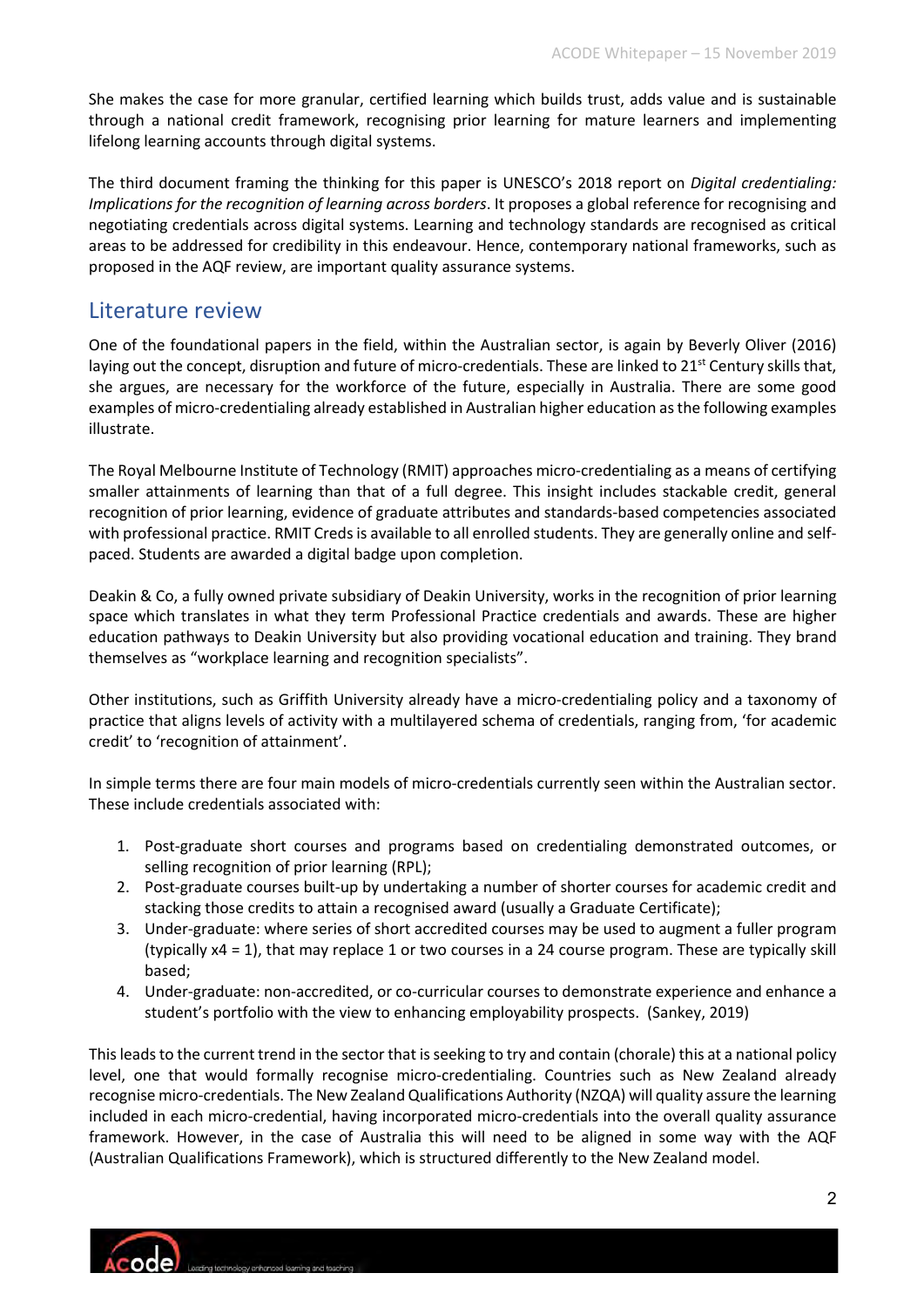She makes the case for more granular, certified learning which builds trust, adds value and is sustainable through a national credit framework, recognising prior learning for mature learners and implementing lifelong learning accounts through digital systems.

The third document framing the thinking for this paper is UNESCO's 2018 report on *Digital credentialing: Implications for the recognition of learning across borders*. It proposes a global reference for recognising and negotiating credentials across digital systems. Learning and technology standards are recognised as critical areas to be addressed for credibility in this endeavour. Hence, contemporary national frameworks, such as proposed in the AQF review, are important quality assurance systems.

## Literature review

One of the foundational papers in the field, within the Australian sector, is again by Beverly Oliver (2016) laying out the concept, disruption and future of micro-credentials. These are linked to 21st Century skills that, she argues, are necessary for the workforce of the future, especially in Australia. There are some good examples of micro-credentialing already established in Australian higher education as the following examples illustrate.

The Royal Melbourne Institute of Technology (RMIT) approaches micro-credentialing as a means of certifying smaller attainments of learning than that of a full degree. This insight includes stackable credit, general recognition of prior learning, evidence of graduate attributes and standards-based competencies associated with professional practice. RMIT Creds is available to all enrolled students. They are generally online and self-paced. Students are awarded a digital badge upon completion.

Deakin & Co, a fully owned private subsidiary of Deakin University, works in the recognition of prior learning space which translates in what they term Professional Practice credentials and awards. These are higher education pathways to Deakin University but also providing vocational education and training. They brand themselves as "workplace learning and recognition specialists".

Other institutions, such as Griffith University already have a micro-credentialing policy and a taxonomy of practice that aligns levels of activity with a multilayered schema of credentials, ranging from, 'for academic credit' to 'recognition of attainment'.

In simple terms there are four main models of micro-credentials currently seen within the Australian sector. These include credentials associated with:

1. Post-graduate short courses and programs based on credentialing demonstrated outcomes, or selling recognition of prior learning (RPL);
2. Post-graduate courses built-up by undertaking a number of shorter courses for academic credit and stacking those credits to attain a recognised award (usually a Graduate Certificate);
3. Under-graduate: where series of short accredited courses may be used to augment a fuller program (typically x4 = 1), that may replace 1 or two courses in a 24 course program. These are typically skill based;
4. Under-graduate: non-accredited, or co-curricular courses to demonstrate experience and enhance a student's portfolio with the view to enhancing employability prospects. (Sankey, 2019)

This leads to the current trend in the sector that is seeking to try and contain (chorale) this at a national policy level, one that would formally recognise micro-credentialing. Countries such as New Zealand already recognise micro-credentials. The New Zealand Qualifications Authority (NZQA) will quality assure the learning included in each micro-credential, having incorporated micro-credentials into the overall quality assurance framework. However, in the case of Australia this will need to be aligned in some way with the AQF (Australian Qualifications Framework), which is structured differently to the New Zealand model.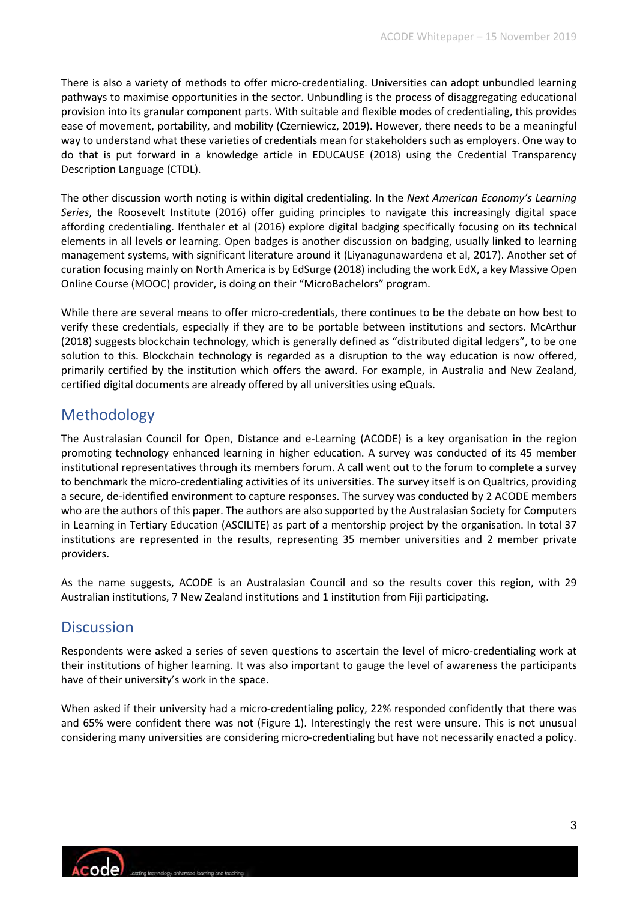There is also a variety of methods to offer micro-credentialing. Universities can adopt unbundled learning pathways to maximise opportunities in the sector. Unbundling is the process of disaggregating educational provision into its granular component parts. With suitable and flexible modes of credentialing, this provides ease of movement, portability, and mobility (Czerniewicz, 2019). However, there needs to be a meaningful way to understand what these varieties of credentials mean for stakeholders such as employers. One way to do that is put forward in a knowledge article in EDUCAUSE (2018) using the Credential Transparency Description Language (CTDL).

The other discussion worth noting is within digital credentialing. In the *Next American Economy's Learning Series*, the Roosevelt Institute (2016) offer guiding principles to navigate this increasingly digital space affording credentialing. Ifenthaler et al (2016) explore digital badging specifically focusing on its technical elements in all levels or learning. Open badges is another discussion on badging, usually linked to learning management systems, with significant literature around it (Liyanagunawardena et al, 2017). Another set of curation focusing mainly on North America is by EdSurge (2018) including the work EdX, a key Massive Open Online Course (MOOC) provider, is doing on their "MicroBachelors" program.

While there are several means to offer micro-credentials, there continues to be the debate on how best to verify these credentials, especially if they are to be portable between institutions and sectors. McArthur (2018) suggests blockchain technology, which is generally defined as "distributed digital ledgers", to be one solution to this. Blockchain technology is regarded as a disruption to the way education is now offered, primarily certified by the institution which offers the award. For example, in Australia and New Zealand, certified digital documents are already offered by all universities using eQuals.

## Methodology

The Australasian Council for Open, Distance and e-Learning (ACODE) is a key organisation in the region promoting technology enhanced learning in higher education. A survey was conducted of its 45 member institutional representatives through its members forum. A call went out to the forum to complete a survey to benchmark the micro-credentialing activities of its universities. The survey itself is on Qualtrics, providing a secure, de-identified environment to capture responses. The survey was conducted by 2 ACODE members who are the authors of this paper. The authors are also supported by the Australasian Society for Computers in Learning in Tertiary Education (ASCILITE) as part of a mentorship project by the organisation. In total 37 institutions are represented in the results, representing 35 member universities and 2 member private providers.

As the name suggests, ACODE is an Australasian Council and so the results cover this region, with 29 Australian institutions, 7 New Zealand institutions and 1 institution from Fiji participating.

## Discussion

Respondents were asked a series of seven questions to ascertain the level of micro-credentialing work at their institutions of higher learning. It was also important to gauge the level of awareness the participants have of their university's work in the space.

When asked if their university had a micro-credentialing policy, 22% responded confidently that there was and 65% were confident there was not (Figure 1). Interestingly the rest were unsure. This is not unusual considering many universities are considering micro-credentialing but have not necessarily enacted a policy.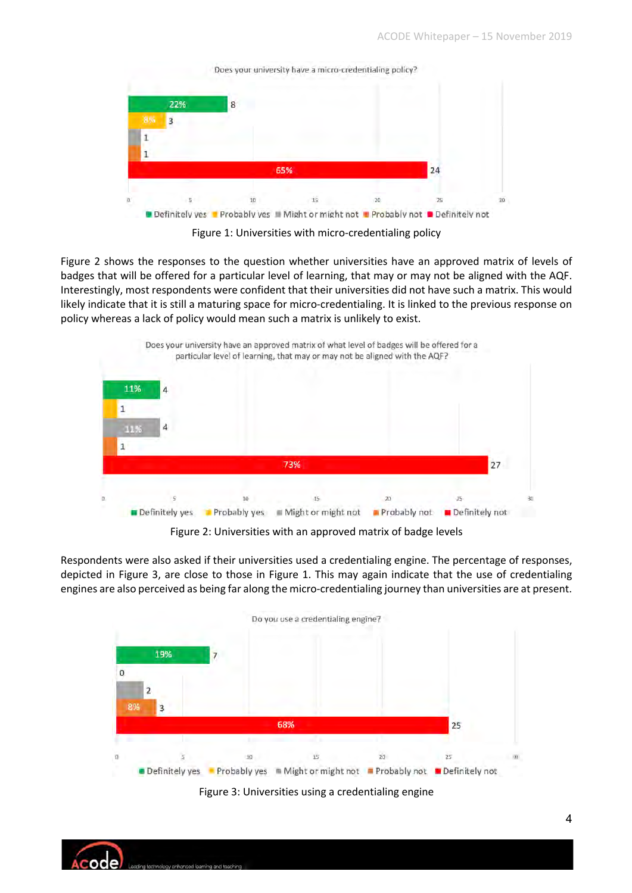Figure 1: Universities with micro-credentialing policy

Figure 2 shows the responses to the question whether universities have an approved matrix of levels of badges that will be offered for a particular level of learning, that may or may not be aligned with the AQF. Interestingly, most respondents were confident that their universities did not have such a matrix. This would likely indicate that it is still a maturing space for micro-credentialing. It is linked to the previous response on policy whereas a lack of policy would mean such a matrix is unlikely to exist.

Figure 2: Universities with an approved matrix of badge levels

Respondents were also asked if their universities used a credentialing engine. The percentage of responses, depicted in Figure 3, are close to those in Figure 1. This may again indicate that the use of credentialing engines are also perceived as being far along the micro-credentialing journey than universities are at present.

Figure 3: Universities using a credentialing engine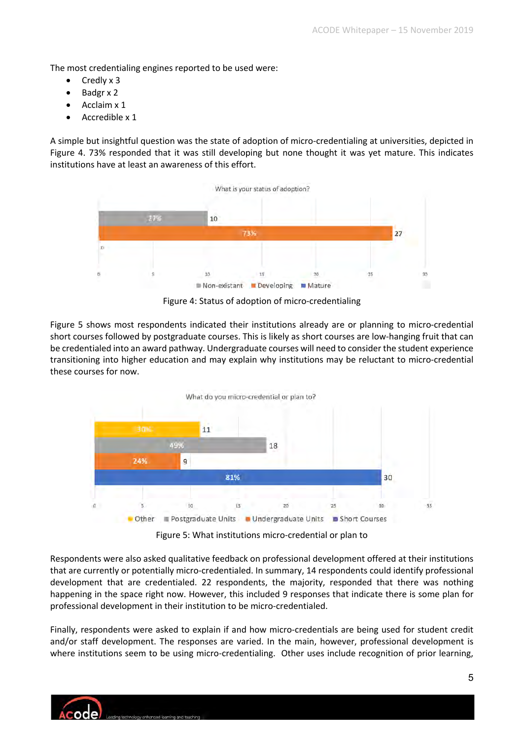The most credentialing engines reported to be used were:

- Credly x 3
- Badgr x 2
- Acclaim x 1
- Accredible x 1

A simple but insightful question was the state of adoption of micro-credentialing at universities, depicted in Figure 4. 73% responded that it was still developing but none thought it was yet mature. This indicates institutions have at least an awareness of this effort.

Figure 4: Status of adoption of micro-credentialing

Figure 5 shows most respondents indicated their institutions already are or planning to micro-credential short courses followed by postgraduate courses. This is likely as short courses are low-hanging fruit that can be credentialed into an award pathway. Undergraduate courses will need to consider the student experience transitioning into higher education and may explain why institutions may be reluctant to micro-credential these courses for now.

Figure 5: What institutions micro-credential or plan to

Respondents were also asked qualitative feedback on professional development offered at their institutions that are currently or potentially micro-credentialed. In summary, 14 respondents could identify professional development that are credentialed. 22 respondents, the majority, responded that there was nothing happening in the space right now. However, this included 9 responses that indicate there is some plan for professional development in their institution to be micro-credentialed.

Finally, respondents were asked to explain if and how micro-credentials are being used for student credit and/or staff development. The responses are varied. In the main, however, professional development is where institutions seem to be using micro-credentialing. Other uses include recognition of prior learning,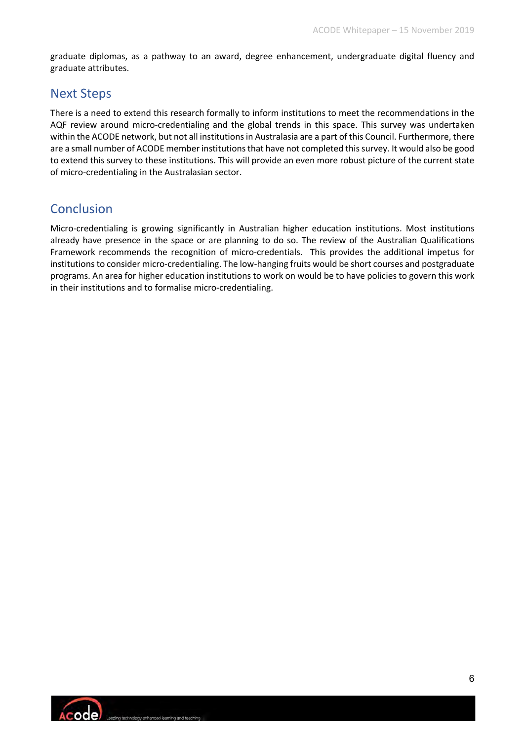graduate diplomas, as a pathway to an award, degree enhancement, undergraduate digital fluency and graduate attributes.

## Next Steps

There is a need to extend this research formally to inform institutions to meet the recommendations in the AQF review around micro-credentialing and the global trends in this space. This survey was undertaken within the ACODE network, but not all institutions in Australasia are a part of this Council. Furthermore, there are a small number of ACODE member institutions that have not completed this survey. It would also be good to extend this survey to these institutions. This will provide an even more robust picture of the current state of micro-credentialing in the Australasian sector.

## Conclusion

Micro-credentialing is growing significantly in Australian higher education institutions. Most institutions already have presence in the space or are planning to do so. The review of the Australian Qualifications Framework recommends the recognition of micro-credentials. This provides the additional impetus for institutions to consider micro-credentialing. The low-hanging fruits would be short courses and postgraduate programs. An area for higher education institutions to work on would be to have policies to govern this work in their institutions and to formalise micro-credentialing.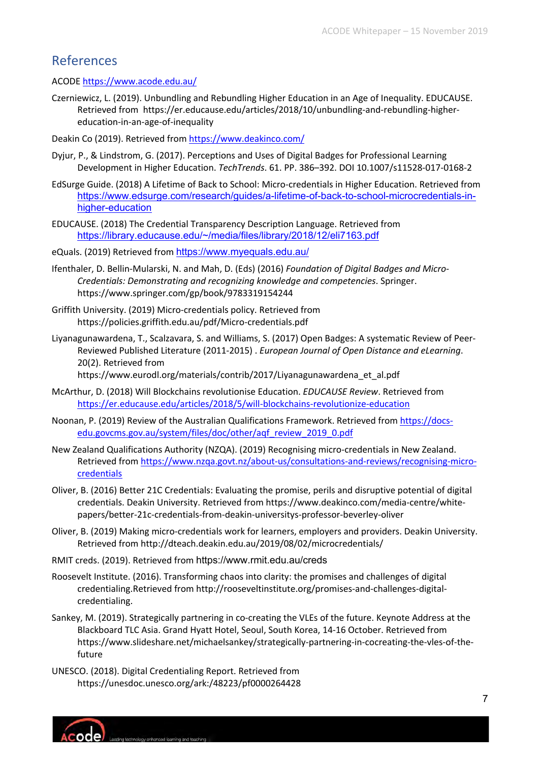## References

ACODE https://www.acode.edu.au/

Czerniewicz, L. (2019). Unbundling and Rebundling Higher Education in an Age of Inequality. EDUCAUSE. Retrieved from https://er.educause.edu/articles/2018/10/unbundling-and-rebundling-higher-education-in-an-age-of-inequality

Deakin Co (2019). Retrieved from https://www.deakinco.com/

Dyjur, P., & Lindstrom, G. (2017). Perceptions and Uses of Digital Badges for Professional Learning Development in Higher Education. *TechTrends*. 61. PP. 386–392. DOI 10.1007/s11528-017-0168-2

EdSurge Guide. (2018) A Lifetime of Back to School: Micro-credentials in Higher Education. Retrieved from https://www.edsurge.com/research/guides/a-lifetime-of-back-to-school-microcredentials-in-higher-education

EDUCAUSE. (2018) The Credential Transparency Description Language. Retrieved from https://library.educause.edu/~/media/files/library/2018/12/eli7163.pdf

eQuals. (2019) Retrieved from https://www.myequals.edu.au/

Ifenthaler, D. Bellin-Mularski, N. and Mah, D. (Eds) (2016) *Foundation of Digital Badges and Micro-Credentials: Demonstrating and recognizing knowledge and competencies*. Springer. https://www.springer.com/gp/book/9783319154244

Griffith University. (2019) Micro-credentials policy. Retrieved from https://policies.griffith.edu.au/pdf/Micro-credentials.pdf

Liyanagunawardena, T., Scalzavara, S. and Williams, S. (2017) Open Badges: A systematic Review of Peer-Reviewed Published Literature (2011-2015) . *European Journal of Open Distance and eLearning*. 20(2). Retrieved from https://www.eurodl.org/materials/contrib/2017/Liyanagunawardena_et_al.pdf

McArthur, D. (2018) Will Blockchains revolutionise Education. *EDUCAUSE Review*. Retrieved from https://er.educause.edu/articles/2018/5/will-blockchains-revolutionize-education

Noonan, P. (2019) Review of the Australian Qualifications Framework. Retrieved from https://docs-edu.govcms.gov.au/system/files/doc/other/aqf_review_2019_0.pdf

New Zealand Qualifications Authority (NZQA). (2019) Recognising micro-credentials in New Zealand. Retrieved from https://www.nzqa.govt.nz/about-us/consultations-and-reviews/recognising-micro-credentials

Oliver, B. (2016) Better 21C Credentials: Evaluating the promise, perils and disruptive potential of digital credentials. Deakin University. Retrieved from https://www.deakinco.com/media-centre/white-papers/better-21c-credentials-from-deakin-universitys-professor-beverley-oliver

Oliver, B. (2019) Making micro-credentials work for learners, employers and providers. Deakin University. Retrieved from http://dteach.deakin.edu.au/2019/08/02/microcredentials/

RMIT creds. (2019). Retrieved from https://www.rmit.edu.au/creds

Roosevelt Institute. (2016). Transforming chaos into clarity: the promises and challenges of digital credentialing.Retrieved from http://rooseveltinstitute.org/promises-and-challenges-digital-credentialing.

Sankey, M. (2019). Strategically partnering in co-creating the VLEs of the future. Keynote Address at the Blackboard TLC Asia. Grand Hyatt Hotel, Seoul, South Korea, 14-16 October. Retrieved from https://www.slideshare.net/michaelsankey/strategically-partnering-in-cocreating-the-vles-of-the-future

UNESCO. (2018). Digital Credentialing Report. Retrieved from https://unesdoc.unesco.org/ark:/48223/pf0000264428